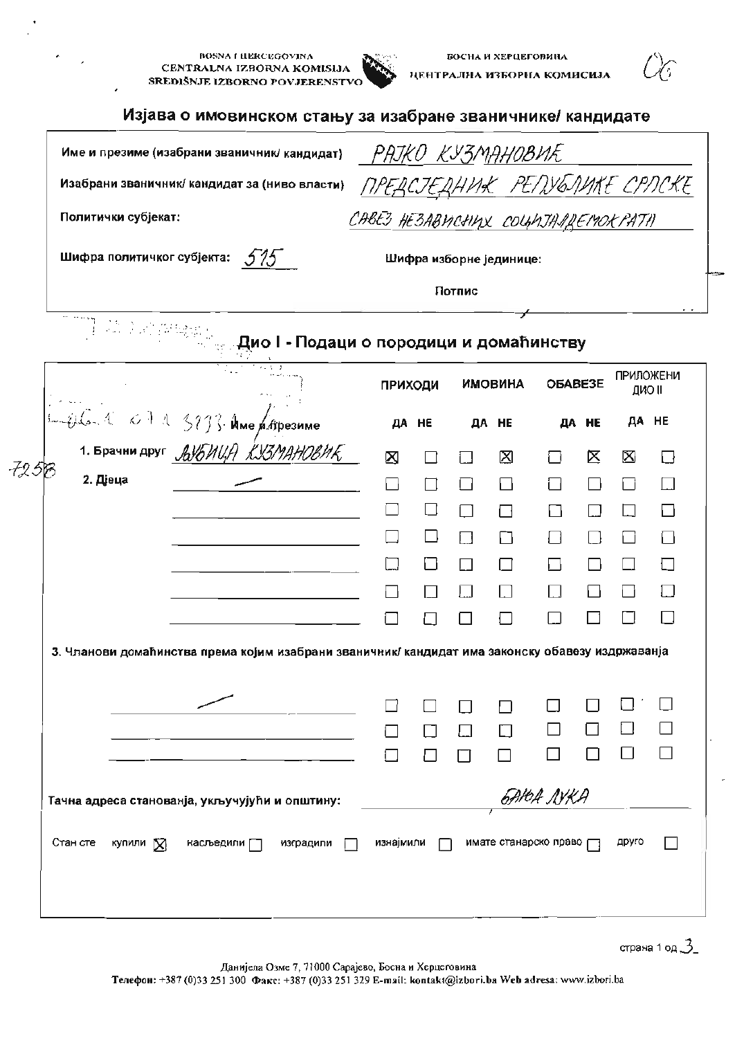BOSNA I HERCEGOVINA
CENTRALNA IZBORNA KOMISIJA
SREDIŠNJE IZBORNO POVJERENSTVO

БОСНА И ХЕРЦЕГОВИНА
ЦЕНТРАЛНА ИЗБОРНА КОМИСИЈА

# Изјава о имовинском стању за изабране званичнике/ кандидате

Име и презиме (изабрани званичник/ кандидат): РАЈКО КУЗМАНОВИЋ

Изабрани званичник/ кандидат за (ниво власти): ПРЕДСЈЕДНИК РЕПУБЛИКЕ СРПСКЕ

Политички субјекат: САВЕЗ НЕЗАВИСНИХ СОЦИЈАЛДЕМОКРАТА

Шифра политичког субјекта: 515

Шифра изборне јединице:

Потпис

## Дио I - Подаци о породици и домаћинству

| Име и презиме | ПРИХОДИ ДА | ПРИХОДИ НЕ | ИМОВИНА ДА | ИМОВИНА НЕ | ОБАВЕЗЕ ДА | ОБАВЕЗЕ НЕ | ПРИЛОЖЕНИ ДИО II ДА | ПРИЛОЖЕНИ ДИО II НЕ |
|---|---|---|---|---|---|---|---|---|
| 1. Брачни друг: ЉУБИЦА КУЗМАНОВИЋ | ☒ | ☐ | ☐ | ☒ | ☐ | ☒ | ☒ | ☐ |
| 2. Дјеца: — | ☐ | ☐ | ☐ | ☐ | ☐ | ☐ | ☐ | ☐ |
| | ☐ | ☐ | ☐ | ☐ | ☐ | ☐ | ☐ | ☐ |
| | ☐ | ☐ | ☐ | ☐ | ☐ | ☐ | ☐ | ☐ |
| | ☐ | ☐ | ☐ | ☐ | ☐ | ☐ | ☐ | ☐ |
| | ☐ | ☐ | ☐ | ☐ | ☐ | ☐ | ☐ | ☐ |
| | ☐ | ☐ | ☐ | ☐ | ☐ | ☐ | ☐ | ☐ |

3. Чланови домаћинства према којим изабрани званичник/ кандидат има законску обавезу издржавања

| Име и презиме | ПРИХОДИ ДА | ПРИХОДИ НЕ | ИМОВИНА ДА | ИМОВИНА НЕ | ОБАВЕЗЕ ДА | ОБАВЕЗЕ НЕ | ПРИЛОЖЕНИ ДИО II ДА | ПРИЛОЖЕНИ ДИО II НЕ |
|---|---|---|---|---|---|---|---|---|
| — | ☐ | ☐ | ☐ | ☐ | ☐ | ☐ | ☐ | ☐ |
| | ☐ | ☐ | ☐ | ☐ | ☐ | ☐ | ☐ | ☐ |
| | ☐ | ☐ | ☐ | ☐ | ☐ | ☐ | ☐ | ☐ |

Тачна адреса становања, укључујући и општину: БАЊА ЛУКА

Стан сте: купили ☒ наслиједили ☐ изградили ☐ изнајмили ☐ имате станарско право ☐ друго ☐

Данијела Озме 7, 71000 Сарајево, Босна и Херцеговина
Телефон: +387 (0)33 251 300 Факс: +387 (0)33 251 329 E-mail: kontakt@izbori.ba Web adresa: www.izbori.ba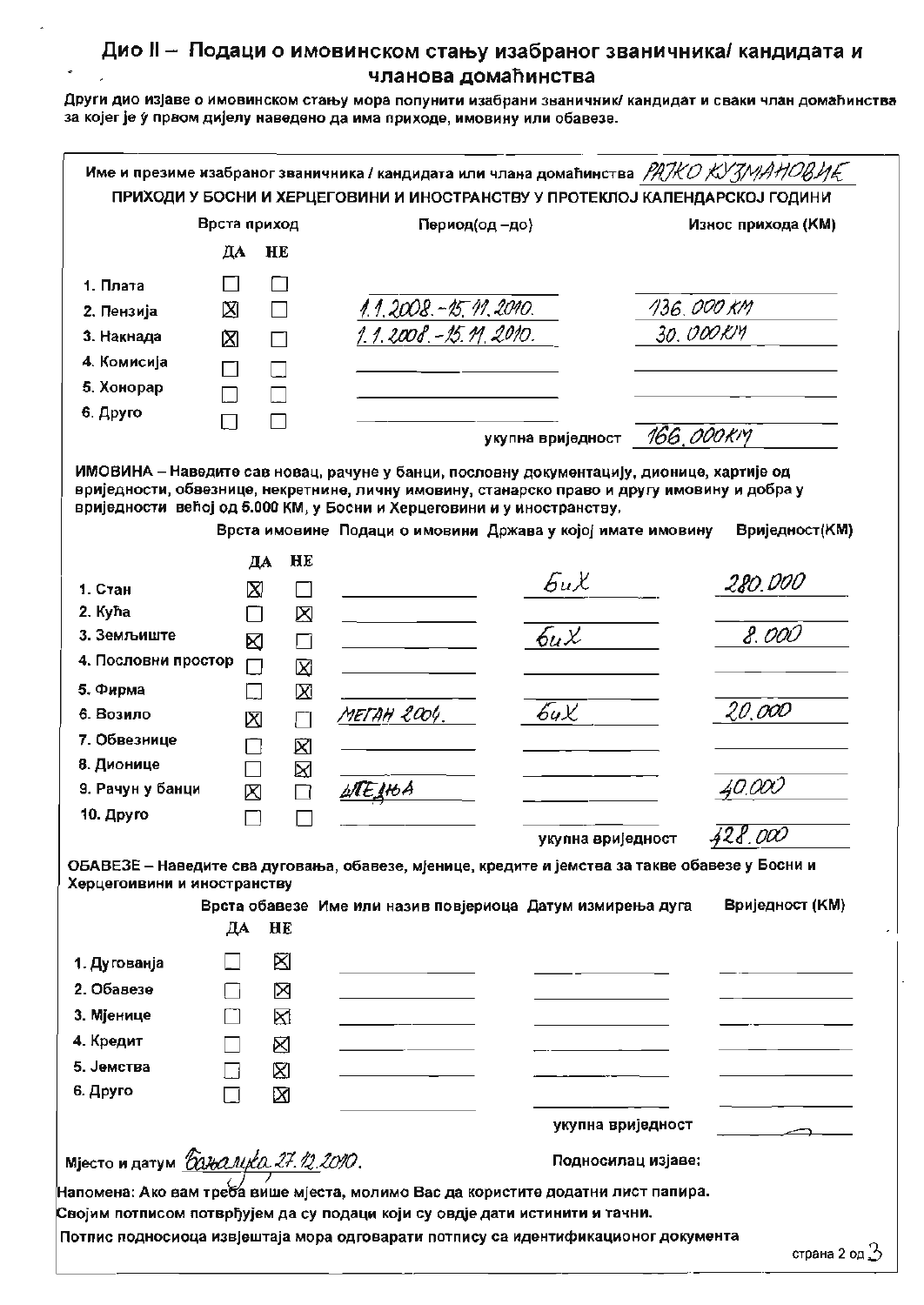# Дио II – Подаци о имовинском стању изабраног званичника/ кандидата и чланова домаћинства

**Други дио изјаве о имовинском стању мора попунити изабрани званичник/ кандидат и сваки члан домаћинства за којег је у првом дијелу наведено да има приходе, имовину или обавезе.**

Име и презиме изабраног званичника / кандидата или члана домаћинства: РАЈКО КУЗМАНОВИЋ

**ПРИХОДИ У БОСНИ И ХЕРЦЕГОВИНИ И ИНОСТРАНСТВУ У ПРОТЕКЛОЈ КАЛЕНДАРСКОЈ ГОДИНИ**

| Врста приход | ДА | НЕ | Период(од –до) | Износ прихода (КМ) |
|---|---|---|---|---|
| 1. Плата | ☐ | ☐ | | |
| 2. Пензија | ☒ | ☐ | 1.1.2008.-15.11.2010. | 136.000 КМ |
| 3. Накнада | ☒ | ☐ | 1.1.2008.-15.11.2010. | 30.000КМ |
| 4. Комисија | ☐ | ☐ | | |
| 5. Хонорар | ☐ | ☐ | | |
| 6. Друго | ☐ | ☐ | | |
| | | | укупна вриједност | 166.000КМ |

**ИМОВИНА – Наведите сав новац, рачуне у банци, пословну документацију, дионице, хартије од вриједности, обвезнице, некретнине, личну имовину, станарско право и другу имовину и добра у вриједности већој од 5.000 КМ, у Босни и Херцеговини и у иностранству.**

| Врста имовине | ДА | НЕ | Подаци о имовини | Држава у којој имате имовину | Вриједност(КМ) |
|---|---|---|---|---|---|
| 1. Стан | ☒ | ☐ | | БиХ | 280.000 |
| 2. Кућа | ☐ | ☒ | | | |
| 3. Земљиште | ☒ | ☐ | | БиХ | 8.000 |
| 4. Пословни простор | ☐ | ☒ | | | |
| 5. Фирма | ☐ | ☒ | | | |
| 6. Возило | ☒ | ☐ | МЕГАН 2004. | БиХ | 20.000 |
| 7. Обвезнице | ☐ | ☒ | | | |
| 8. Дионице | ☐ | ☒ | | | |
| 9. Рачун у банци | ☒ | ☐ | ШТЕДЊА | | 40.000 |
| 10. Друго | ☐ | ☐ | | | |
| | | | | укупна вриједност | 428.000 |

**ОБАВЕЗЕ – Наведите сва дуговања, обавезе, мјенице, кредите и јемства за такве обавезе у Босни и Херцеговини и иностранству**

| Врста обавезе | ДА | НЕ | Име или назив повјериоца | Датум измирења дуга | Вриједност (КМ) |
|---|---|---|---|---|---|
| 1. Дуговања | ☐ | ☒ | | | |
| 2. Обавезе | ☐ | ☒ | | | |
| 3. Мјенице | ☐ | ☒ | | | |
| 4. Кредит | ☐ | ☒ | | | |
| 5. Јемства | ☐ | ☒ | | | |
| 6. Друго | ☐ | ☒ | | | |
| | | | | укупна вриједност | — |

Мјесто и датум: Бањалука 27.12.2010.

Подносилац изјаве:

Напомена: Ако вам треба више мјеста, молимо Вас да користите додатни лист папира.

Својим потписом потврђујем да су подаци који су овдје дати истинити и тачни.

Потпис подносиоца извјештаја мора одговарати потпису са идентификационог документа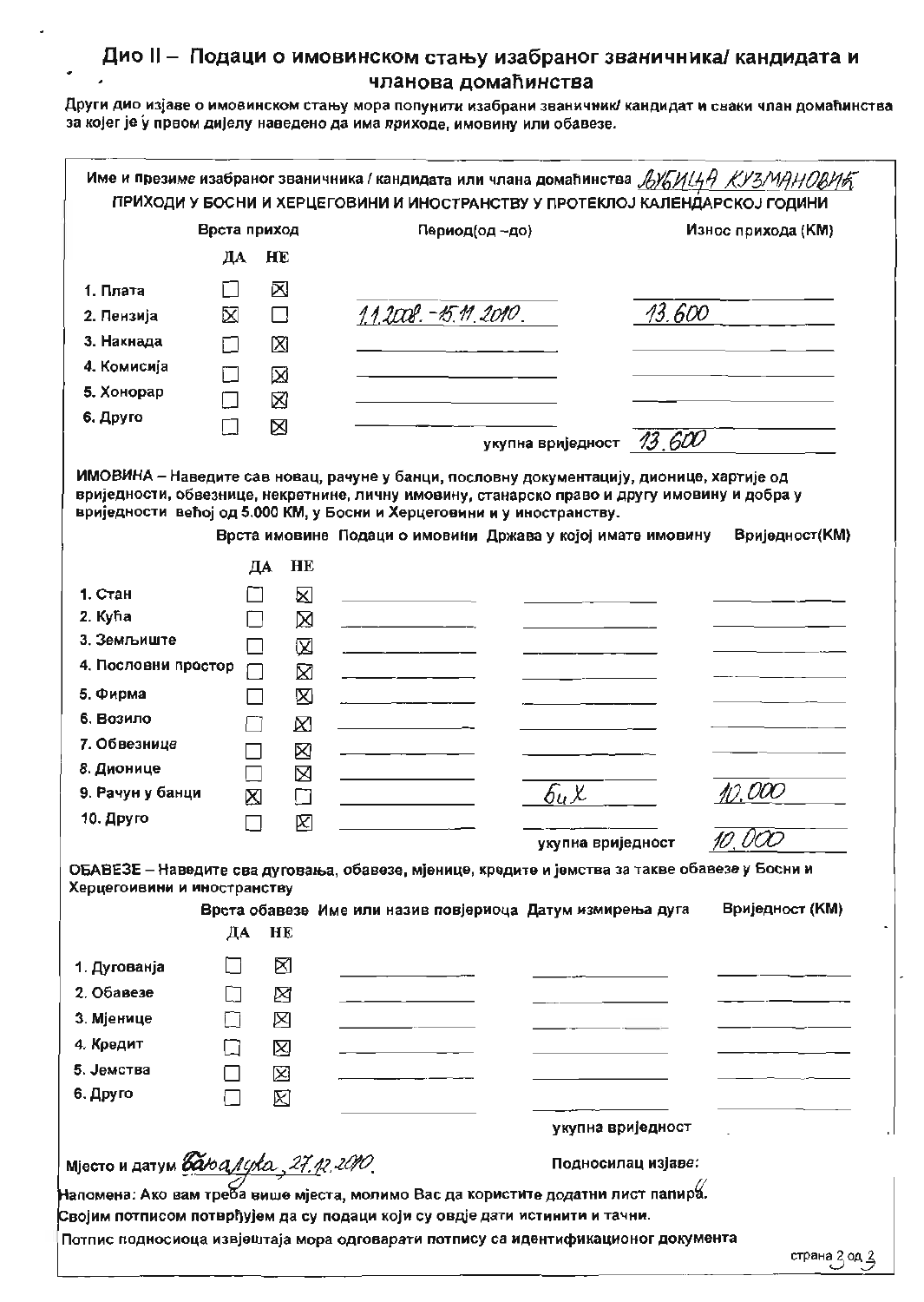# Дио II – Подаци о имовинском стању изабраног званичника/ кандидата и чланова домаћинства

Други дио изјаве о имовинском стању мора попунити изабрани званичник/ кандидат и сваки члан домаћинства за којег је у првом дијелу наведено да има приходе, имовину или обавезе.

Име и презиме изабраног званичника / кандидата или члана домаћинства ЉУБИЦА КУЗМАНОВИЋ

**ПРИХОДИ У БОСНИ И ХЕРЦЕГОВИНИ И ИНОСТРАНСТВУ У ПРОТЕКЛОЈ КАЛЕНДАРСКОЈ ГОДИНИ**

| Врста приход | ДА | НЕ | Период(од –до) | Износ прихода (КМ) |
|---|---|---|---|---|
| 1. Плата | ☐ | ☒ | | |
| 2. Пензија | ☒ | ☐ | 1.1.2008. - 15.11.2010. | 13.600 |
| 3. Накнада | ☐ | ☒ | | |
| 4. Комисија | ☐ | ☒ | | |
| 5. Хонорар | ☐ | ☒ | | |
| 6. Друго | ☐ | ☒ | | |
| | | | укупна вриједност | 13.600 |

**ИМОВИНА** – Наведите сав новац, рачуне у банци, пословну документацију, дионице, хартије од вриједности, обвезнице, некретнине, личну имовину, станарско право и другу имовину и добра у вриједности већој од 5.000 КМ, у Босни и Херцеговини и у иностранству.

| Врста имовине | ДА | НЕ | Подаци о имовини | Држава у којој имате имовину | Вриједност(КМ) |
|---|---|---|---|---|---|
| 1. Стан | ☐ | ☒ | | | |
| 2. Кућа | ☐ | ☒ | | | |
| 3. Земљиште | ☐ | ☒ | | | |
| 4. Пословни простор | ☐ | ☒ | | | |
| 5. Фирма | ☐ | ☒ | | | |
| 6. Возило | ☐ | ☒ | | | |
| 7. Обвезнице | ☐ | ☒ | | | |
| 8. Дионице | ☐ | ☒ | | | |
| 9. Рачун у банци | ☒ | ☐ | | БиХ | 10.000 |
| 10. Друго | ☐ | ☒ | | | |
| | | | | укупна вриједност | 10.000 |

**ОБАВЕЗЕ** – Наведите сва дуговања, обавезе, мјенице, кредите и јемства за такве обавезе у Босни и Херцегоивини и иностранству

| Врста обавезе | ДА | НЕ | Име или назив повјериоца | Датум измирења дуга | Вриједност (КМ) |
|---|---|---|---|---|---|
| 1. Дуговања | ☐ | ☒ | | | |
| 2. Обавезе | ☐ | ☒ | | | |
| 3. Мјенице | ☐ | ☒ | | | |
| 4. Кредит | ☐ | ☒ | | | |
| 5. Јемства | ☐ | ☒ | | | |
| 6. Друго | ☐ | ☒ | | | |
| | | | | укупна вриједност | |

Мјесто и датум Бањалука, 27.12.2010.

Подносилац изјаве:

Напомена: Ако вам треба више мјеста, молимо Вас да користите додатни лист папира.

Својим потписом потврђујем да су подаци који су овдје дати истинити и тачни.

Потпис подносиоца извјештаја мора одговарати потпису са идентификационог документа